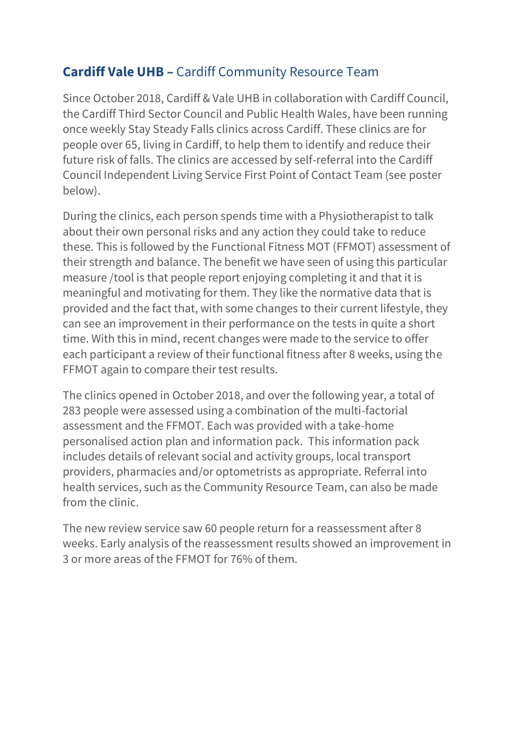## **Cardiff Vale UHB –** Cardiff Community Resource Team

Since October 2018, Cardiff & Vale UHB in collaboration with Cardiff Council, the Cardiff Third Sector Council and Public Health Wales, have been running once weekly Stay Steady Falls clinics across Cardiff. These clinics are for people over 65, living in Cardiff, to help them to identify and reduce their future risk of falls. The clinics are accessed by self-referral into the Cardiff Council Independent Living Service First Point of Contact Team (see poster below).

During the clinics, each person spends time with a Physiotherapist to talk about their own personal risks and any action they could take to reduce these. This is followed by the Functional Fitness MOT (FFMOT) assessment of their strength and balance. The benefit we have seen of using this particular measure /tool is that people report enjoying completing it and that it is meaningful and motivating for them. They like the normative data that is provided and the fact that, with some changes to their current lifestyle, they can see an improvement in their performance on the tests in quite a short time. With this in mind, recent changes were made to the service to offer each participant a review of their functional fitness after 8 weeks, using the FFMOT again to compare their test results.

The clinics opened in October 2018, and over the following year, a total of 283 people were assessed using a combination of the multi-factorial assessment and the FFMOT. Each was provided with a take-home personalised action plan and information pack. This information pack includes details of relevant social and activity groups, local transport providers, pharmacies and/or optometrists as appropriate. Referral into health services, such as the Community Resource Team, can also be made from the clinic.

The new review service saw 60 people return for a reassessment after 8 weeks. Early analysis of the reassessment results showed an improvement in 3 or more areas of the FFMOT for 76% of them.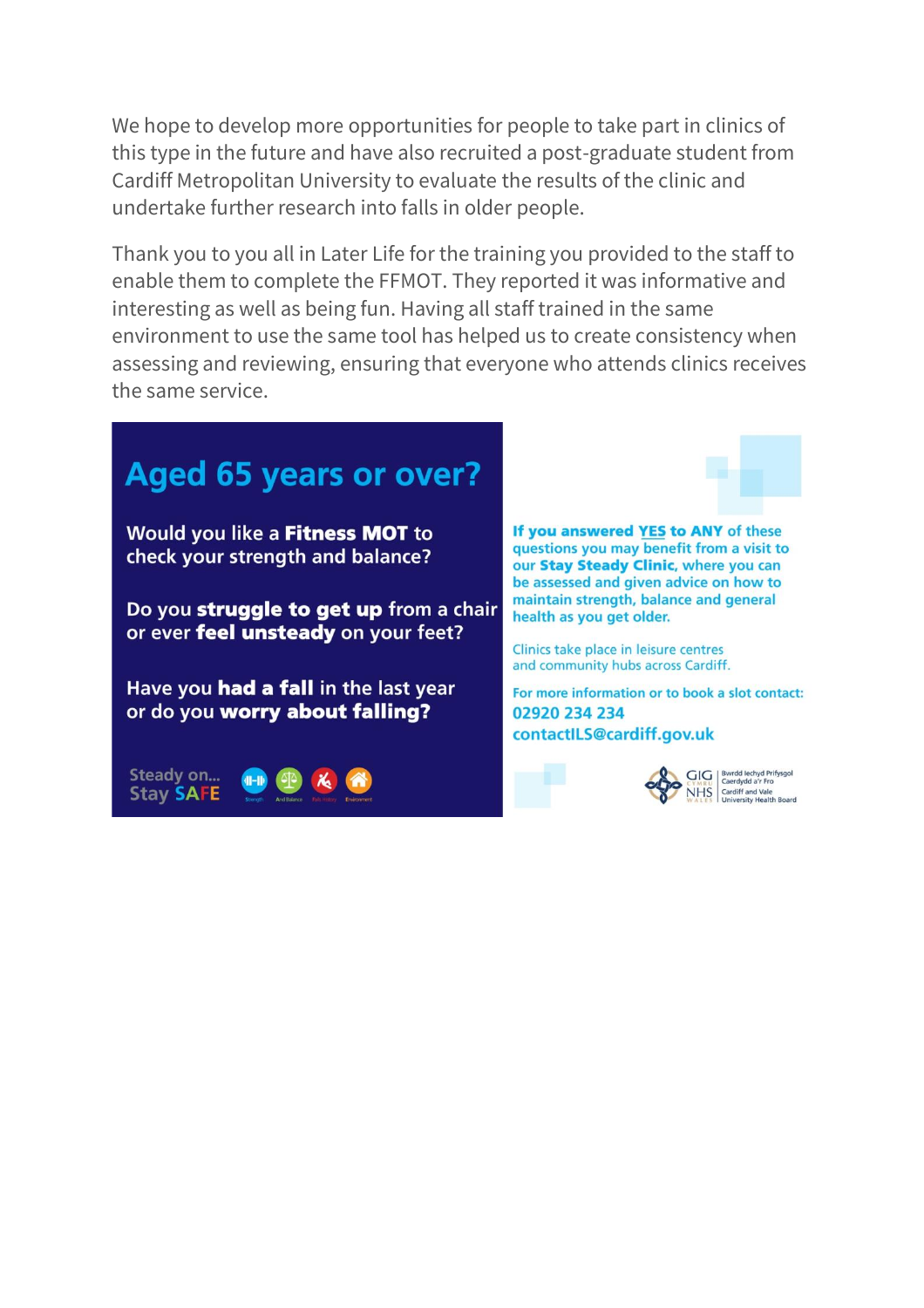We hope to develop more opportunities for people to take part in clinics of this type in the future and have also recruited a post-graduate student from Cardiff Metropolitan University to evaluate the results of the clinic and undertake further research into falls in older people.

Thank you to you all in Later Life for the training you provided to the staff to enable them to complete the FFMOT. They reported it was informative and interesting as well as being fun. Having all staff trained in the same environment to use the same tool has helped us to create consistency when assessing and reviewing, ensuring that everyone who attends clinics receives the same service.

## Aged 65 years or over?

Would you like a **Fitness MOT** to check your strength and balance?

Do you **struggle to get up** from a chair or ever **feel unsteady** on your feet?

Have you **had a fall** in the last year or do you **worry about falling?**

Steady on... Stay SAFE

Strength And Balance Falls History Environment

**If you answered YES to ANY of these questions you may benefit from a visit to our Stay Steady Clinic, where you can be assessed and given advice on how to maintain strength, balance and general health as you get older.**

Clinics take place in leisure centres and community hubs across Cardiff.

**For more information or to book a slot contact:**
**02920 234 234**
**contactILS@cardiff.gov.uk**

GIG Cymru NHS Wales | Bwrdd Iechyd Prifysgol Caerdydd a'r Fro | Cardiff and Vale University Health Board